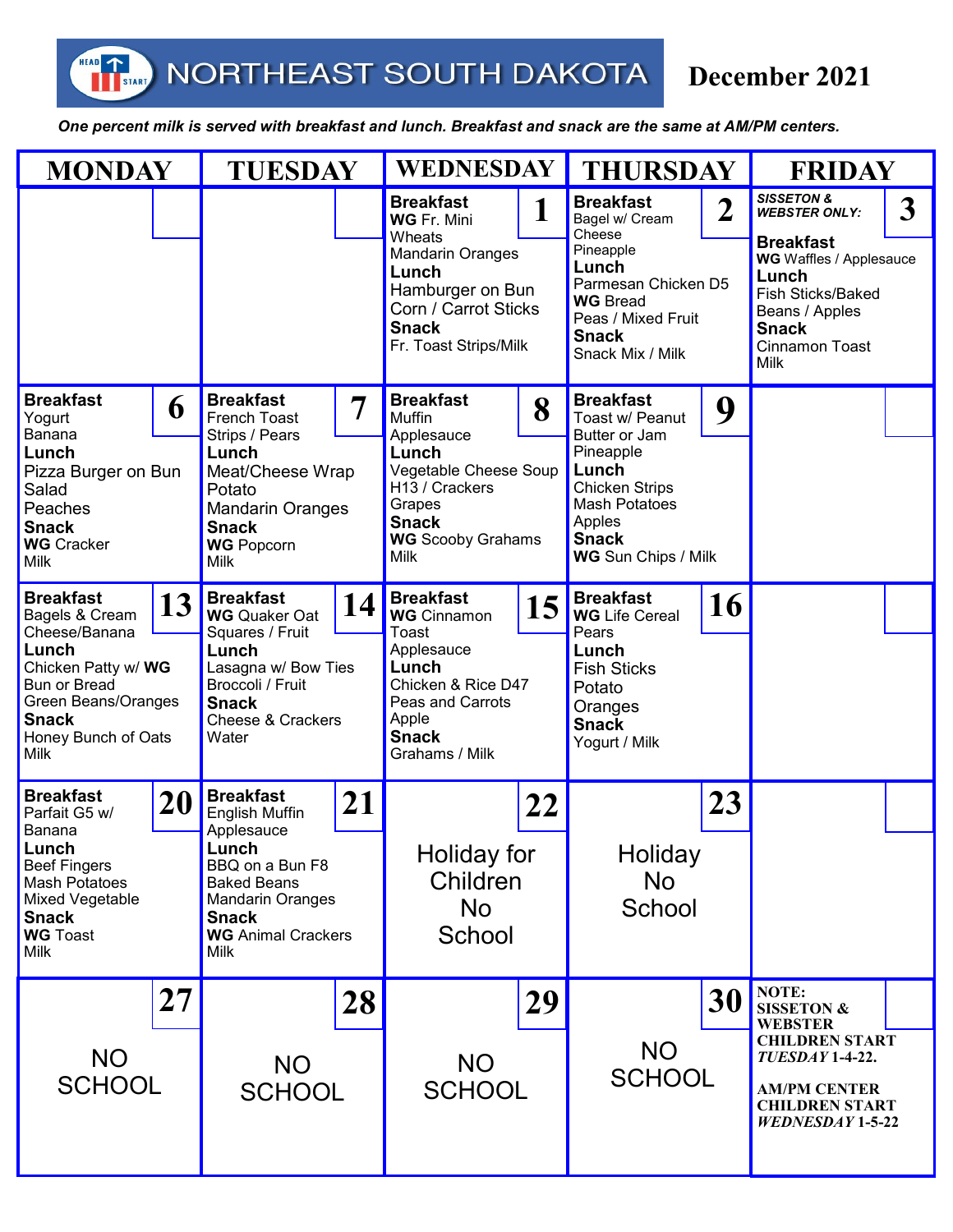# NORTHEAST SOUTH DAKOTA — December 2021

*One percent milk is served with breakfast and lunch. Breakfast and snack are the same at AM/PM centers.*

| MONDAY | TUESDAY | WEDNESDAY | THURSDAY | FRIDAY |
| --- | --- | --- | --- | --- |
| | | **1** **Breakfast** **WG** Fr. Mini Wheats Mandarin Oranges **Lunch** Hamburger on Bun Corn / Carrot Sticks **Snack** Fr. Toast Strips/Milk | **2** **Breakfast** Bagel w/ Cream Cheese Pineapple **Lunch** Parmesan Chicken D5 **WG** Bread Peas / Mixed Fruit **Snack** Snack Mix / Milk | **3** ***SISSETON & WEBSTER ONLY:*** **Breakfast** **WG** Waffles / Applesauce **Lunch** Fish Sticks/Baked Beans / Apples **Snack** Cinnamon Toast Milk |
| **6** **Breakfast** Yogurt Banana **Lunch** Pizza Burger on Bun Salad Peaches **Snack** **WG** Cracker Milk | **7** **Breakfast** French Toast Strips / Pears **Lunch** Meat/Cheese Wrap Potato Mandarin Oranges **Snack** **WG** Popcorn Milk | **8** **Breakfast** Muffin Applesauce **Lunch** Vegetable Cheese Soup H13 / Crackers Grapes **Snack** **WG** Scooby Grahams Milk | **9** **Breakfast** Toast w/ Peanut Butter or Jam Pineapple **Lunch** Chicken Strips Mash Potatoes Apples **Snack** **WG** Sun Chips / Milk | |
| **13** **Breakfast** Bagels & Cream Cheese/Banana **Lunch** Chicken Patty w/ **WG** Bun or Bread Green Beans/Oranges **Snack** Honey Bunch of Oats Milk | **14** **Breakfast** **WG** Quaker Oat Squares / Fruit **Lunch** Lasagna w/ Bow Ties Broccoli / Fruit **Snack** Cheese & Crackers Water | **15** **Breakfast** **WG** Cinnamon Toast Applesauce **Lunch** Chicken & Rice D47 Peas and Carrots Apple **Snack** Grahams / Milk | **16** **Breakfast** **WG** Life Cereal Pears **Lunch** Fish Sticks Potato Oranges **Snack** Yogurt / Milk | |
| **20** **Breakfast** Parfait G5 w/ Banana **Lunch** Beef Fingers Mash Potatoes Mixed Vegetable **Snack** **WG** Toast Milk | **21** **Breakfast** English Muffin Applesauce **Lunch** BBQ on a Bun F8 Baked Beans Mandarin Oranges **Snack** **WG** Animal Crackers Milk | **22** Holiday for Children No School | **23** Holiday No School | |
| **27** NO SCHOOL | **28** NO SCHOOL | **29** NO SCHOOL | **30** NO SCHOOL | **NOTE: SISSETON & WEBSTER CHILDREN START *TUESDAY* 1-4-22. AM/PM CENTER CHILDREN START *WEDNESDAY* 1-5-22** |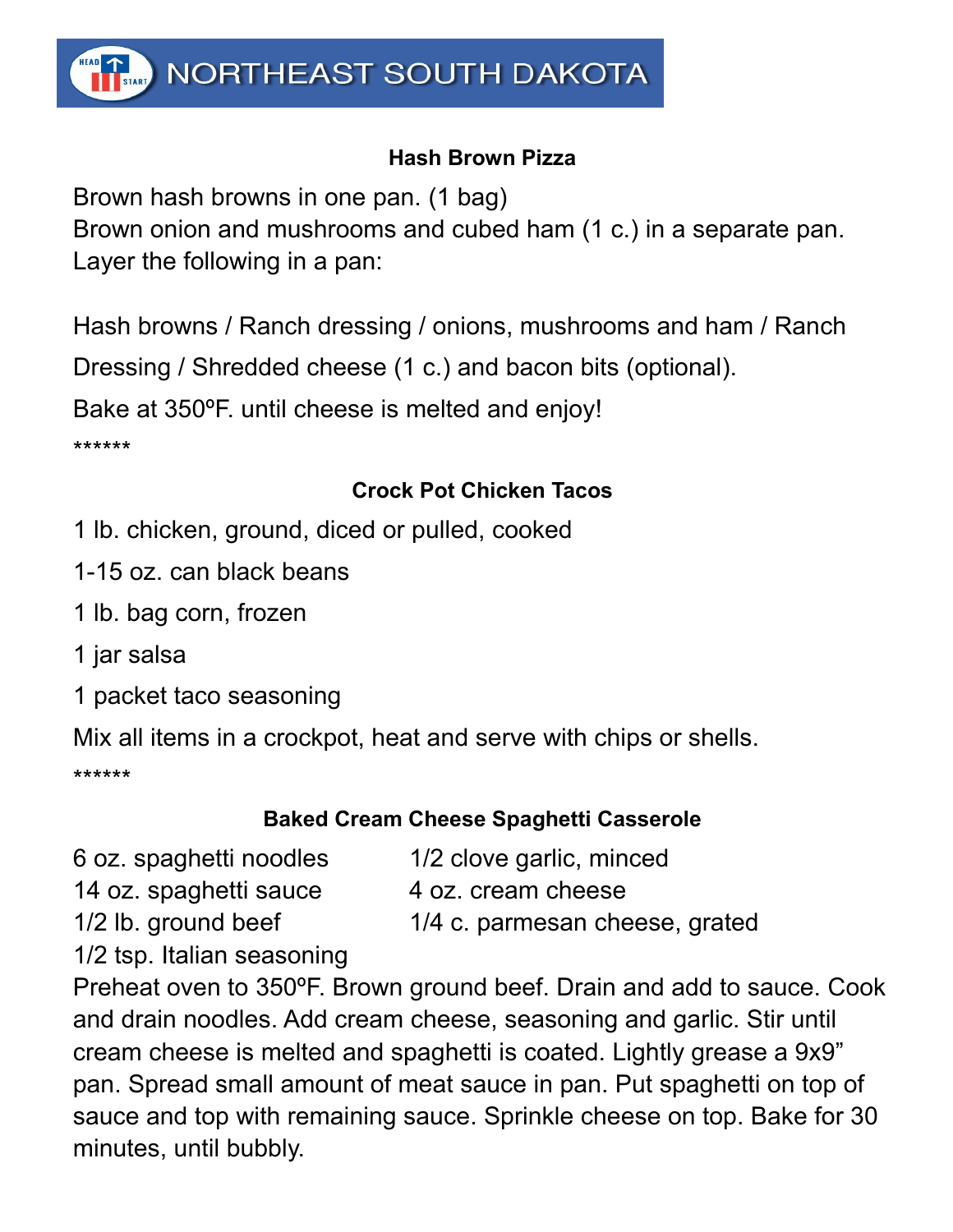NORTHEAST SOUTH DAKOTA

### Hash Brown Pizza

Brown hash browns in one pan. (1 bag)
Brown onion and mushrooms and cubed ham (1 c.) in a separate pan.
Layer the following in a pan:

Hash browns / Ranch dressing / onions, mushrooms and ham / Ranch Dressing / Shredded cheese (1 c.) and bacon bits (optional).

Bake at 350ºF. until cheese is melted and enjoy!

******

### Crock Pot Chicken Tacos

1 lb. chicken, ground, diced or pulled, cooked

1-15 oz. can black beans

1 lb. bag corn, frozen

1 jar salsa

1 packet taco seasoning

Mix all items in a crockpot, heat and serve with chips or shells.

******

### Baked Cream Cheese Spaghetti Casserole

6 oz. spaghetti noodles
14 oz. spaghetti sauce
1/2 lb. ground beef
1/2 tsp. Italian seasoning
1/2 clove garlic, minced
4 oz. cream cheese
1/4 c. parmesan cheese, grated

Preheat oven to 350ºF. Brown ground beef. Drain and add to sauce. Cook and drain noodles. Add cream cheese, seasoning and garlic. Stir until cream cheese is melted and spaghetti is coated. Lightly grease a 9x9" pan. Spread small amount of meat sauce in pan. Put spaghetti on top of sauce and top with remaining sauce. Sprinkle cheese on top. Bake for 30 minutes, until bubbly.